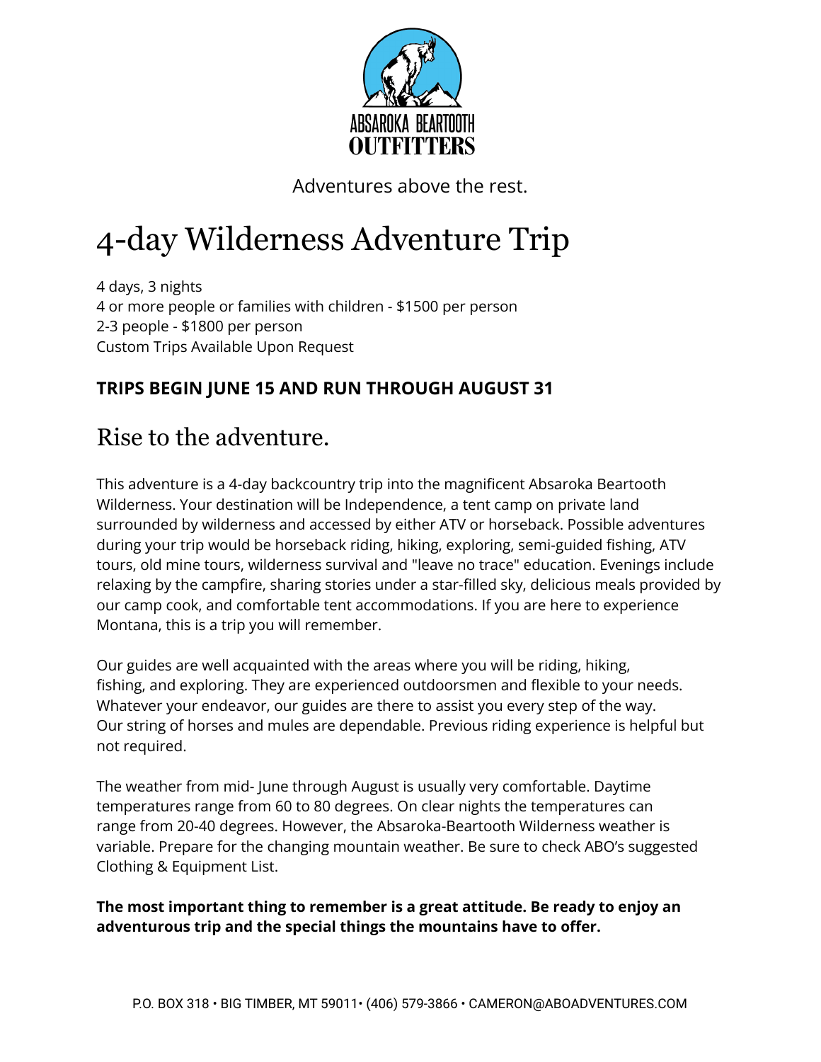ABSAROKA BEARTOOTH
**OUTFITTERS**

Adventures above the rest.

# 4-day Wilderness Adventure Trip

4 days, 3 nights
4 or more people or families with children - $1500 per person
2-3 people - $1800 per person
Custom Trips Available Upon Request

**TRIPS BEGIN JUNE 15 AND RUN THROUGH AUGUST 31**

## Rise to the adventure.

This adventure is a 4-day backcountry trip into the magnificent Absaroka Beartooth Wilderness. Your destination will be Independence, a tent camp on private land surrounded by wilderness and accessed by either ATV or horseback. Possible adventures during your trip would be horseback riding, hiking, exploring, semi-guided fishing, ATV tours, old mine tours, wilderness survival and "leave no trace" education. Evenings include relaxing by the campfire, sharing stories under a star-filled sky, delicious meals provided by our camp cook, and comfortable tent accommodations. If you are here to experience Montana, this is a trip you will remember.

Our guides are well acquainted with the areas where you will be riding, hiking, fishing, and exploring. They are experienced outdoorsmen and flexible to your needs. Whatever your endeavor, our guides are there to assist you every step of the way. Our string of horses and mules are dependable. Previous riding experience is helpful but not required.

The weather from mid- June through August is usually very comfortable. Daytime temperatures range from 60 to 80 degrees. On clear nights the temperatures can range from 20-40 degrees. However, the Absaroka-Beartooth Wilderness weather is variable. Prepare for the changing mountain weather. Be sure to check ABO's suggested Clothing & Equipment List.

**The most important thing to remember is a great attitude. Be ready to enjoy an adventurous trip and the special things the mountains have to offer.**

P.O. BOX 318 • BIG TIMBER, MT 59011• (406) 579-3866 • CAMERON@ABOADVENTURES.COM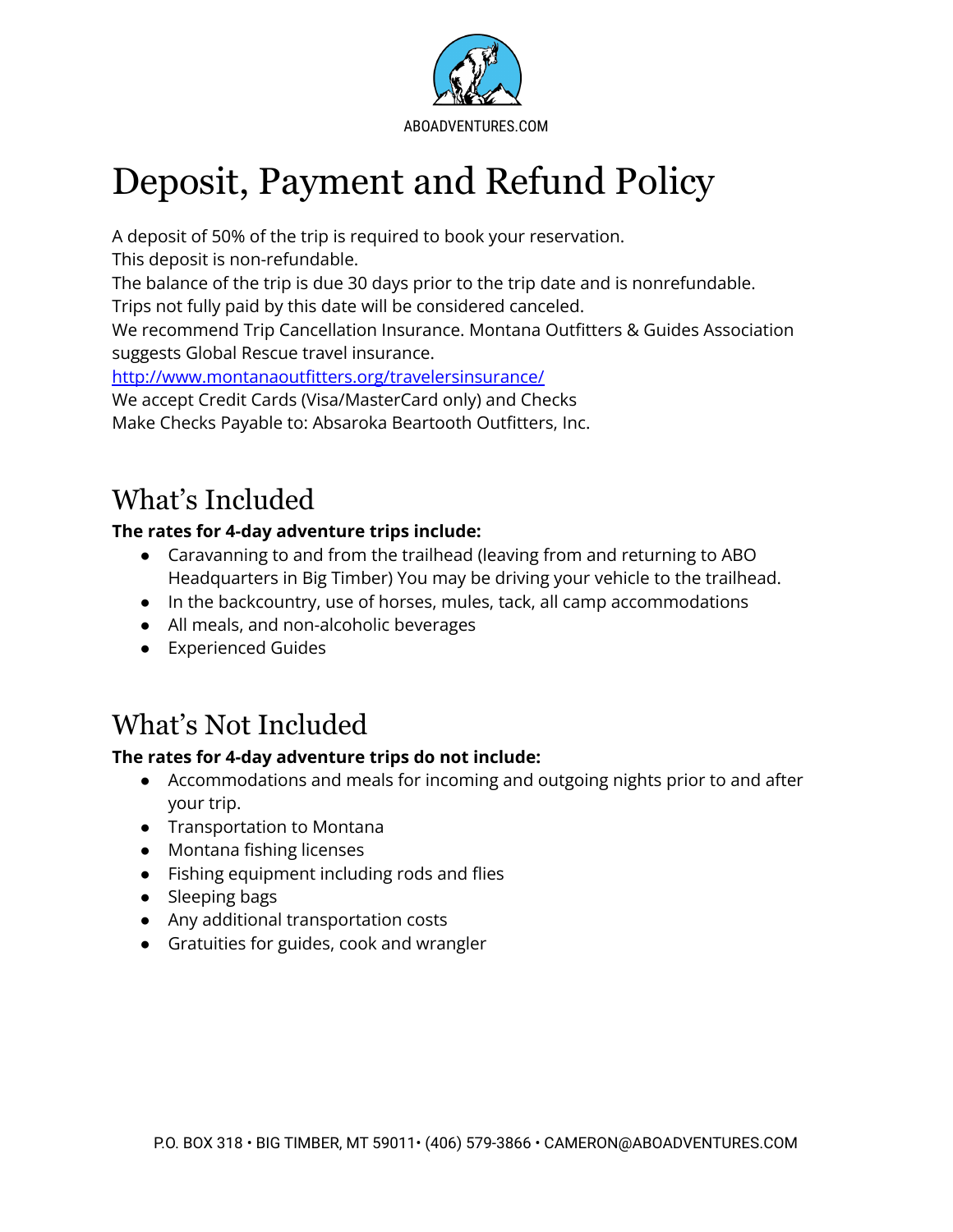# Deposit, Payment and Refund Policy

A deposit of 50% of the trip is required to book your reservation.
This deposit is non-refundable.
The balance of the trip is due 30 days prior to the trip date and is nonrefundable.
Trips not fully paid by this date will be considered canceled.
We recommend Trip Cancellation Insurance. Montana Outfitters & Guides Association suggests Global Rescue travel insurance.
http://www.montanaoutfitters.org/travelersinsurance/
We accept Credit Cards (Visa/MasterCard only) and Checks
Make Checks Payable to: Absaroka Beartooth Outfitters, Inc.

## What's Included

**The rates for 4-day adventure trips include:**

- Caravanning to and from the trailhead (leaving from and returning to ABO Headquarters in Big Timber) You may be driving your vehicle to the trailhead.
- In the backcountry, use of horses, mules, tack, all camp accommodations
- All meals, and non-alcoholic beverages
- Experienced Guides

## What's Not Included

**The rates for 4-day adventure trips do not include:**

- Accommodations and meals for incoming and outgoing nights prior to and after your trip.
- Transportation to Montana
- Montana fishing licenses
- Fishing equipment including rods and flies
- Sleeping bags
- Any additional transportation costs
- Gratuities for guides, cook and wrangler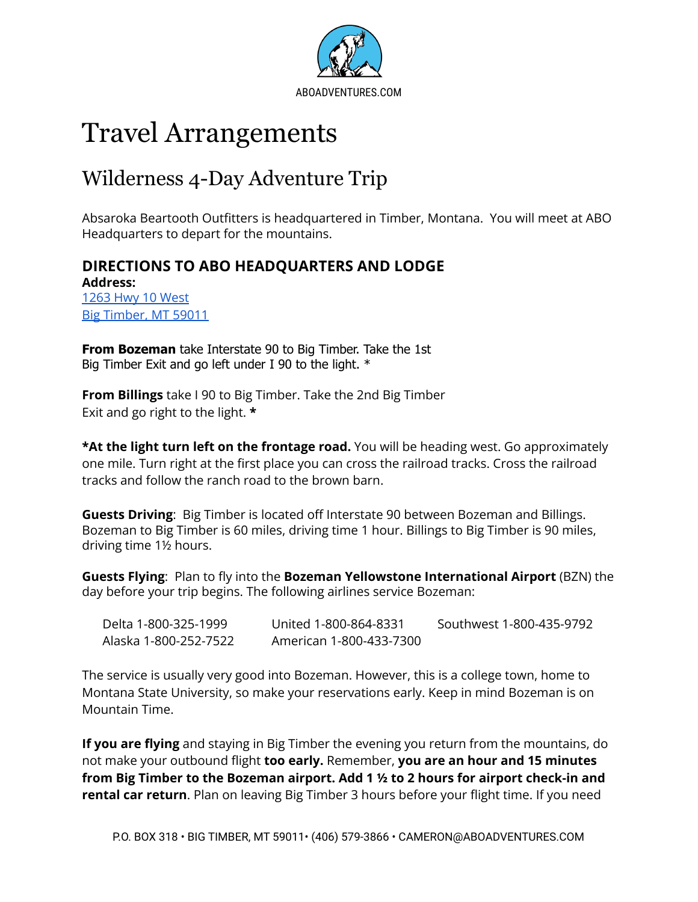ABOADVENTURES.COM

# Travel Arrangements

## Wilderness 4-Day Adventure Trip

Absaroka Beartooth Outfitters is headquartered in Timber, Montana. You will meet at ABO Headquarters to depart for the mountains.

### DIRECTIONS TO ABO HEADQUARTERS AND LODGE

**Address:**
1263 Hwy 10 West
Big Timber, MT 59011

**From Bozeman** take Interstate 90 to Big Timber. Take the 1st Big Timber Exit and go left under I 90 to the light. *

**From Billings** take I 90 to Big Timber. Take the 2nd Big Timber Exit and go right to the light. *

***At the light turn left on the frontage road.** You will be heading west. Go approximately one mile. Turn right at the first place you can cross the railroad tracks. Cross the railroad tracks and follow the ranch road to the brown barn.

**Guests Driving**: Big Timber is located off Interstate 90 between Bozeman and Billings. Bozeman to Big Timber is 60 miles, driving time 1 hour. Billings to Big Timber is 90 miles, driving time 1½ hours.

**Guests Flying**: Plan to fly into the **Bozeman Yellowstone International Airport** (BZN) the day before your trip begins. The following airlines service Bozeman:

| | | |
|---|---|---|
| Delta 1-800-325-1999 | United 1-800-864-8331 | Southwest 1-800-435-9792 |
| Alaska 1-800-252-7522 | American 1-800-433-7300 | |

The service is usually very good into Bozeman. However, this is a college town, home to Montana State University, so make your reservations early. Keep in mind Bozeman is on Mountain Time.

**If you are flying** and staying in Big Timber the evening you return from the mountains, do not make your outbound flight **too early.** Remember, **you are an hour and 15 minutes from Big Timber to the Bozeman airport. Add 1 ½ to 2 hours for airport check-in and rental car return**. Plan on leaving Big Timber 3 hours before your flight time. If you need

P.O. BOX 318 • BIG TIMBER, MT 59011• (406) 579-3866 • CAMERON@ABOADVENTURES.COM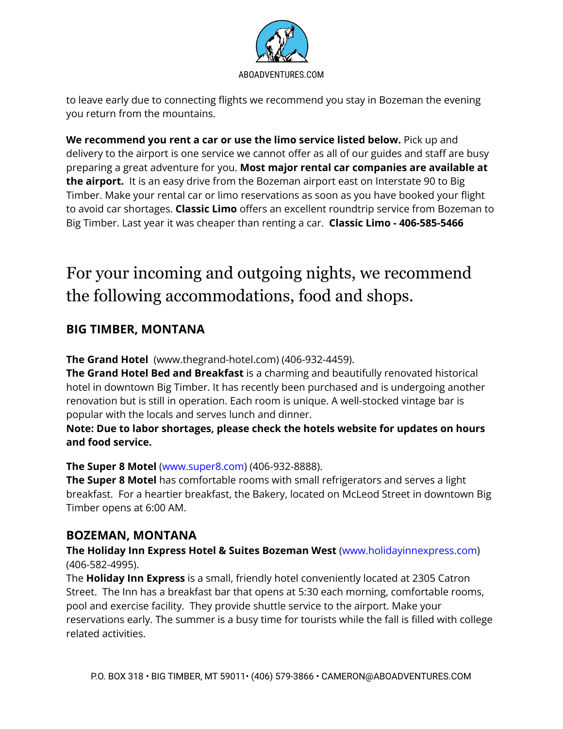to leave early due to connecting flights we recommend you stay in Bozeman the evening you return from the mountains.

**We recommend you rent a car or use the limo service listed below.** Pick up and delivery to the airport is one service we cannot offer as all of our guides and staff are busy preparing a great adventure for you. **Most major rental car companies are available at the airport.** It is an easy drive from the Bozeman airport east on Interstate 90 to Big Timber. Make your rental car or limo reservations as soon as you have booked your flight to avoid car shortages. **Classic Limo** offers an excellent roundtrip service from Bozeman to Big Timber. Last year it was cheaper than renting a car. **Classic Limo - 406-585-5466**

# For your incoming and outgoing nights, we recommend the following accommodations, food and shops.

## BIG TIMBER, MONTANA

**The Grand Hotel** (www.thegrand-hotel.com) (406-932-4459).
**The Grand Hotel Bed and Breakfast** is a charming and beautifully renovated historical hotel in downtown Big Timber. It has recently been purchased and is undergoing another renovation but is still in operation. Each room is unique. A well-stocked vintage bar is popular with the locals and serves lunch and dinner.
**Note: Due to labor shortages, please check the hotels website for updates on hours and food service.**

**The Super 8 Motel** (www.super8.com) (406-932-8888).
**The Super 8 Motel** has comfortable rooms with small refrigerators and serves a light breakfast. For a heartier breakfast, the Bakery, located on McLeod Street in downtown Big Timber opens at 6:00 AM.

## BOZEMAN, MONTANA

**The Holiday Inn Express Hotel & Suites Bozeman West** (www.holidayinnexpress.com) (406-582-4995).
The **Holiday Inn Express** is a small, friendly hotel conveniently located at 2305 Catron Street. The Inn has a breakfast bar that opens at 5:30 each morning, comfortable rooms, pool and exercise facility. They provide shuttle service to the airport. Make your reservations early. The summer is a busy time for tourists while the fall is filled with college related activities.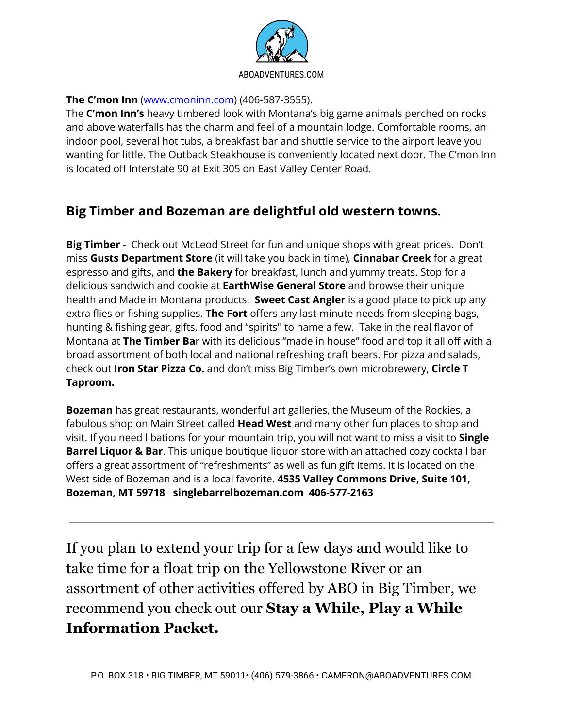**The C'mon Inn** (www.cmoninn.com) (406-587-3555).
The **C'mon Inn's** heavy timbered look with Montana's big game animals perched on rocks and above waterfalls has the charm and feel of a mountain lodge. Comfortable rooms, an indoor pool, several hot tubs, a breakfast bar and shuttle service to the airport leave you wanting for little. The Outback Steakhouse is conveniently located next door. The C'mon Inn is located off Interstate 90 at Exit 305 on East Valley Center Road.

## Big Timber and Bozeman are delightful old western towns.

**Big Timber** - Check out McLeod Street for fun and unique shops with great prices. Don't miss **Gusts Department Store** (it will take you back in time), **Cinnabar Creek** for a great espresso and gifts, and **the Bakery** for breakfast, lunch and yummy treats. Stop for a delicious sandwich and cookie at **EarthWise General Store** and browse their unique health and Made in Montana products. **Sweet Cast Angler** is a good place to pick up any extra flies or fishing supplies. **The Fort** offers any last-minute needs from sleeping bags, hunting & fishing gear, gifts, food and "spirits" to name a few. Take in the real flavor of Montana at **The Timber Ba**r with its delicious "made in house" food and top it all off with a broad assortment of both local and national refreshing craft beers. For pizza and salads, check out **Iron Star Pizza Co.** and don't miss Big Timber's own microbrewery, **Circle T Taproom.**

**Bozeman** has great restaurants, wonderful art galleries, the Museum of the Rockies, a fabulous shop on Main Street called **Head West** and many other fun places to shop and visit. If you need libations for your mountain trip, you will not want to miss a visit to **Single Barrel Liquor & Bar**. This unique boutique liquor store with an attached cozy cocktail bar offers a great assortment of "refreshments" as well as fun gift items. It is located on the West side of Bozeman and is a local favorite. **4535 Valley Commons Drive, Suite 101, Bozeman, MT 59718 singlebarrelbozeman.com 406-577-2163**

---

If you plan to extend your trip for a few days and would like to take time for a float trip on the Yellowstone River or an assortment of other activities offered by ABO in Big Timber, we recommend you check out our **Stay a While, Play a While Information Packet.**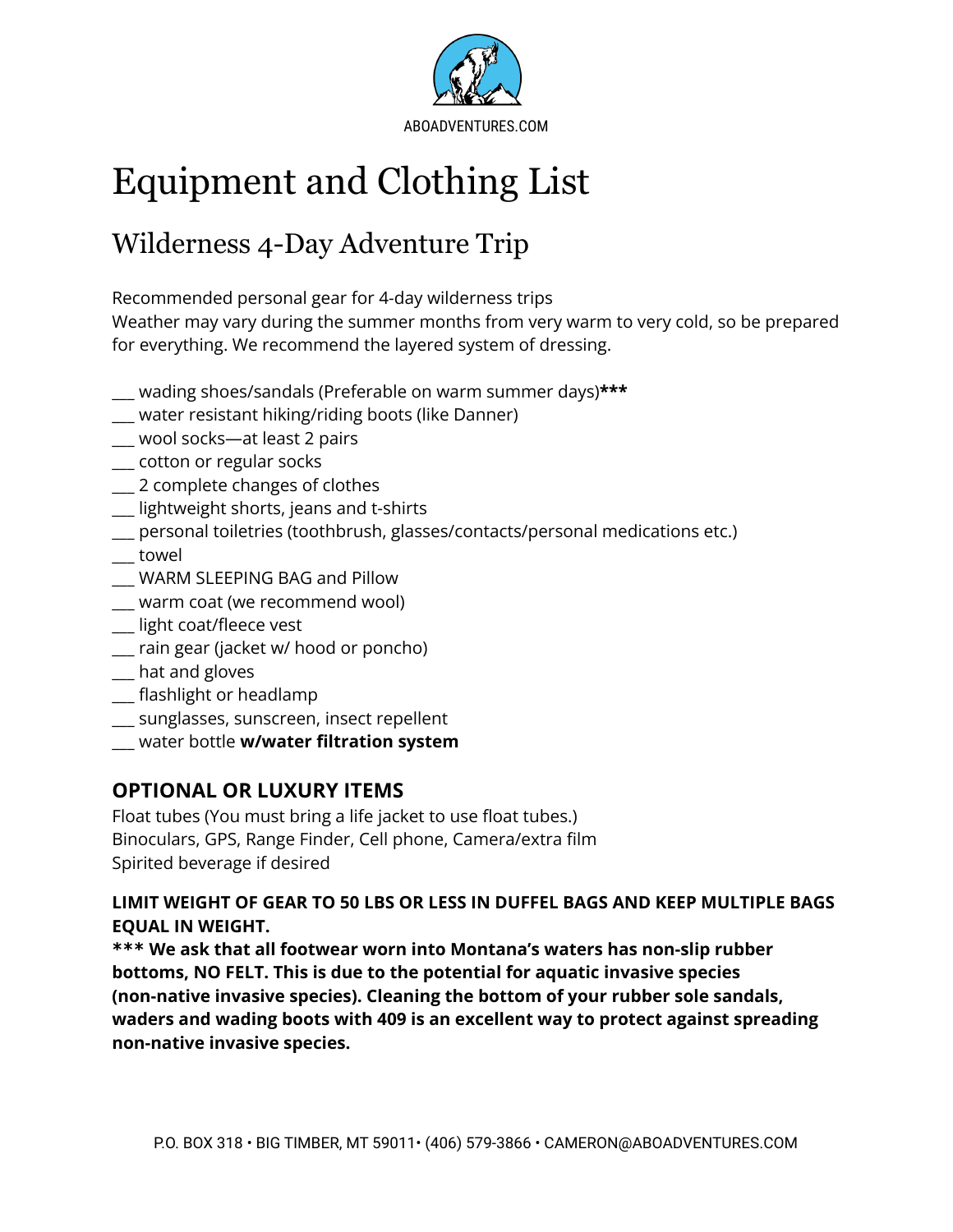ABOADVENTURES.COM

# Equipment and Clothing List

## Wilderness 4-Day Adventure Trip

Recommended personal gear for 4-day wilderness trips
Weather may vary during the summer months from very warm to very cold, so be prepared for everything. We recommend the layered system of dressing.

___ wading shoes/sandals (Preferable on warm summer days)**\*\*\***
___ water resistant hiking/riding boots (like Danner)
___ wool socks—at least 2 pairs
___ cotton or regular socks
___ 2 complete changes of clothes
___ lightweight shorts, jeans and t-shirts
___ personal toiletries (toothbrush, glasses/contacts/personal medications etc.)
___ towel
___ WARM SLEEPING BAG and Pillow
___ warm coat (we recommend wool)
___ light coat/fleece vest
___ rain gear (jacket w/ hood or poncho)
___ hat and gloves
___ flashlight or headlamp
___ sunglasses, sunscreen, insect repellent
___ water bottle **w/water filtration system**

### OPTIONAL OR LUXURY ITEMS

Float tubes (You must bring a life jacket to use float tubes.)
Binoculars, GPS, Range Finder, Cell phone, Camera/extra film
Spirited beverage if desired

**LIMIT WEIGHT OF GEAR TO 50 LBS OR LESS IN DUFFEL BAGS AND KEEP MULTIPLE BAGS EQUAL IN WEIGHT.**

**\*\*\* We ask that all footwear worn into Montana's waters has non-slip rubber bottoms, NO FELT. This is due to the potential for aquatic invasive species (non-native invasive species). Cleaning the bottom of your rubber sole sandals, waders and wading boots with 409 is an excellent way to protect against spreading non-native invasive species.**

P.O. BOX 318 • BIG TIMBER, MT 59011• (406) 579-3866 • CAMERON@ABOADVENTURES.COM